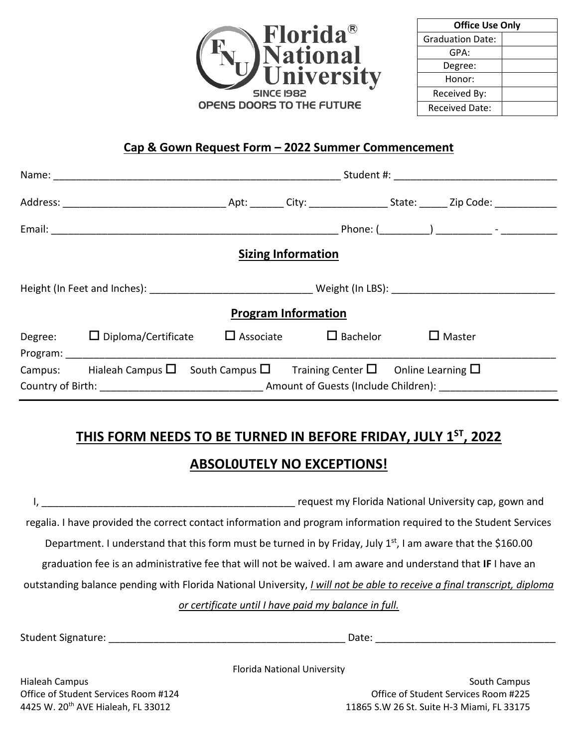Florida® National University
SINCE 1982
OPENS DOORS TO THE FUTURE

| Office Use Only | |
|---|---|
| Graduation Date: | |
| GPA: | |
| Degree: | |
| Honor: | |
| Received By: | |
| Received Date: | |

## Cap & Gown Request Form – 2022 Summer Commencement

Name: ___________________________________________________ Student #: ____________________________

Address: ____________________________ Apt: ______ City: ______________ State: _____ Zip Code: ___________

Email: ___________________________________________________ Phone: (_________) __________ - __________

### Sizing Information

Height (In Feet and Inches): ____________________________ Weight (In LBS): _____________________________

### Program Information

Degree: ☐ Diploma/Certificate ☐ Associate ☐ Bachelor ☐ Master

Program: ______________________________________________________________________________________

Campus: Hialeah Campus ☐ South Campus ☐ Training Center ☐ Online Learning ☐

Country of Birth: ____________________________ Amount of Guests (Include Children): _____________________

## THIS FORM NEEDS TO BE TURNED IN BEFORE FRIDAY, JULY 1ST, 2022

## ABSOL0UTELY NO EXCEPTIONS!

I, ______________________________________________ request my Florida National University cap, gown and regalia. I have provided the correct contact information and program information required to the Student Services Department. I understand that this form must be turned in by Friday, July 1st, I am aware that the $160.00 graduation fee is an administrative fee that will not be waived. I am aware and understand that **IF** I have an outstanding balance pending with Florida National University, *I will not be able to receive a final transcript, diploma or certificate until I have paid my balance in full.*

Student Signature: __________________________________________ Date: ________________________________

Florida National University

Hialeah Campus
Office of Student Services Room #124
4425 W. 20th AVE Hialeah, FL 33012

South Campus
Office of Student Services Room #225
11865 S.W 26 St. Suite H-3 Miami, FL 33175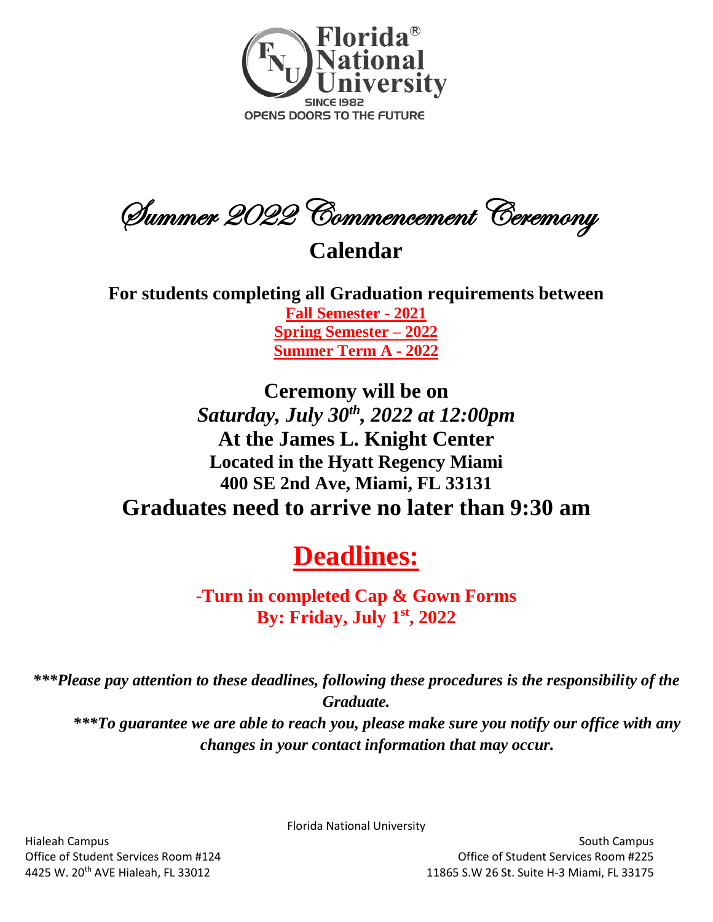Florida® National University

SINCE 1982

OPENS DOORS TO THE FUTURE

# Summer 2022 Commencement Ceremony

## Calendar

**For students completing all Graduation requirements between**

**Fall Semester - 2021**

**Spring Semester – 2022**

**Summer Term A - 2022**

**Ceremony will be on**

***Saturday, July 30th, 2022 at 12:00pm***

**At the James L. Knight Center**

**Located in the Hyatt Regency Miami**

**400 SE 2nd Ave, Miami, FL 33131**

**Graduates need to arrive no later than 9:30 am**

# Deadlines:

**-Turn in completed Cap & Gown Forms**

**By: Friday, July 1st, 2022**

***\*\*\*Please pay attention to these deadlines, following these procedures is the responsibility of the Graduate.***

***\*\*\*To guarantee we are able to reach you, please make sure you notify our office with any changes in your contact information that may occur.***

Florida National University

Hialeah Campus
Office of Student Services Room #124
4425 W. 20th AVE Hialeah, FL 33012

South Campus
Office of Student Services Room #225
11865 S.W 26 St. Suite H-3 Miami, FL 33175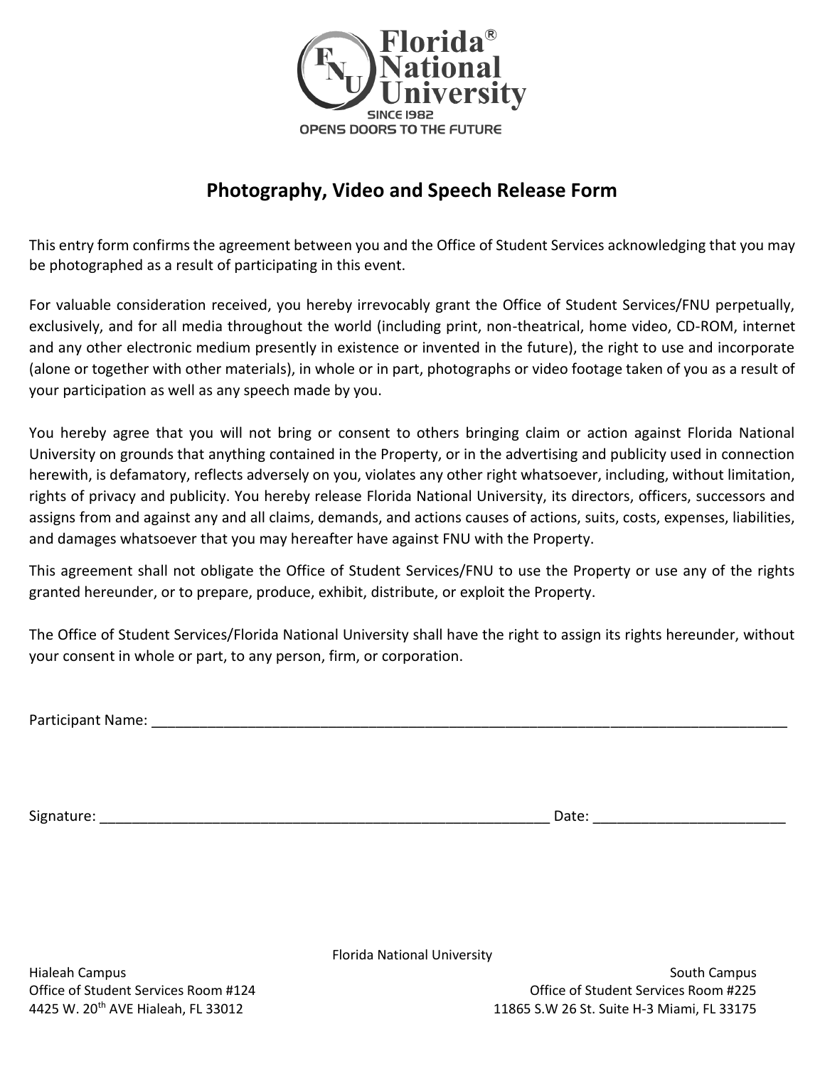Florida® National University

SINCE 1982

OPENS DOORS TO THE FUTURE

## Photography, Video and Speech Release Form

This entry form confirms the agreement between you and the Office of Student Services acknowledging that you may be photographed as a result of participating in this event.

For valuable consideration received, you hereby irrevocably grant the Office of Student Services/FNU perpetually, exclusively, and for all media throughout the world (including print, non-theatrical, home video, CD-ROM, internet and any other electronic medium presently in existence or invented in the future), the right to use and incorporate (alone or together with other materials), in whole or in part, photographs or video footage taken of you as a result of your participation as well as any speech made by you.

You hereby agree that you will not bring or consent to others bringing claim or action against Florida National University on grounds that anything contained in the Property, or in the advertising and publicity used in connection herewith, is defamatory, reflects adversely on you, violates any other right whatsoever, including, without limitation, rights of privacy and publicity. You hereby release Florida National University, its directors, officers, successors and assigns from and against any and all claims, demands, and actions causes of actions, suits, costs, expenses, liabilities, and damages whatsoever that you may hereafter have against FNU with the Property.

This agreement shall not obligate the Office of Student Services/FNU to use the Property or use any of the rights granted hereunder, or to prepare, produce, exhibit, distribute, or exploit the Property.

The Office of Student Services/Florida National University shall have the right to assign its rights hereunder, without your consent in whole or part, to any person, firm, or corporation.

Participant Name: ___________________________________________________________________________

Signature: ______________________________________________________ Date: _______________________

Florida National University

Hialeah Campus
Office of Student Services Room #124
4425 W. 20th AVE Hialeah, FL 33012

South Campus
Office of Student Services Room #225
11865 S.W 26 St. Suite H-3 Miami, FL 33175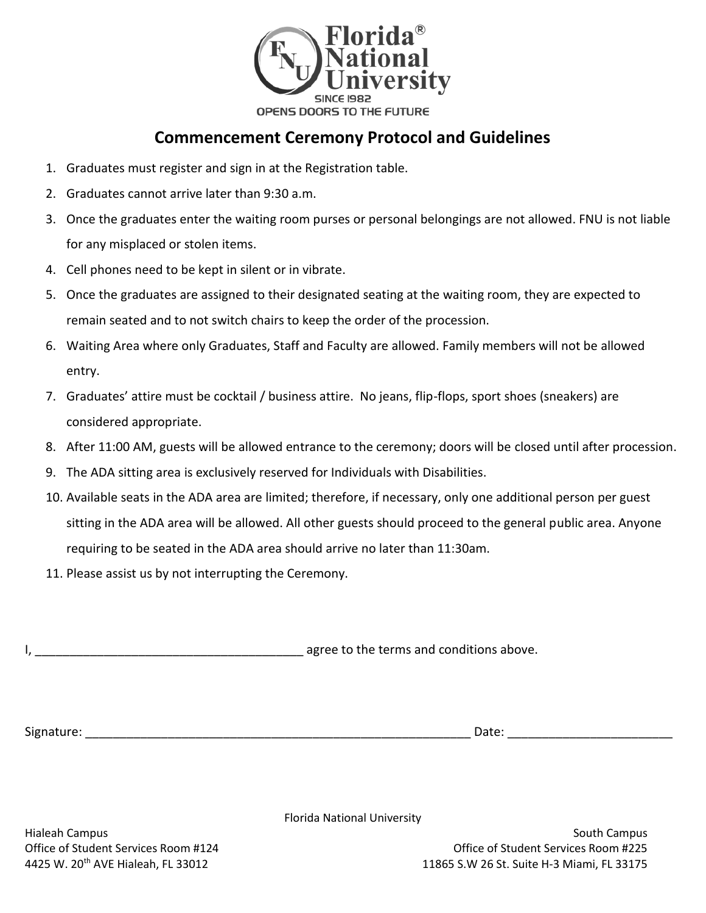Florida® National University
SINCE 1982
OPENS DOORS TO THE FUTURE

## Commencement Ceremony Protocol and Guidelines

1. Graduates must register and sign in at the Registration table.
2. Graduates cannot arrive later than 9:30 a.m.
3. Once the graduates enter the waiting room purses or personal belongings are not allowed. FNU is not liable for any misplaced or stolen items.
4. Cell phones need to be kept in silent or in vibrate.
5. Once the graduates are assigned to their designated seating at the waiting room, they are expected to remain seated and to not switch chairs to keep the order of the procession.
6. Waiting Area where only Graduates, Staff and Faculty are allowed. Family members will not be allowed entry.
7. Graduates' attire must be cocktail / business attire. No jeans, flip-flops, sport shoes (sneakers) are considered appropriate.
8. After 11:00 AM, guests will be allowed entrance to the ceremony; doors will be closed until after procession.
9. The ADA sitting area is exclusively reserved for Individuals with Disabilities.
10. Available seats in the ADA area are limited; therefore, if necessary, only one additional person per guest sitting in the ADA area will be allowed. All other guests should proceed to the general public area. Anyone requiring to be seated in the ADA area should arrive no later than 11:30am.
11. Please assist us by not interrupting the Ceremony.

I, _______________________________________ agree to the terms and conditions above.

Signature: _________________________________________________________ Date: ________________________

Florida National University

Hialeah Campus
Office of Student Services Room #124
4425 W. 20th AVE Hialeah, FL 33012

South Campus
Office of Student Services Room #225
11865 S.W 26 St. Suite H-3 Miami, FL 33175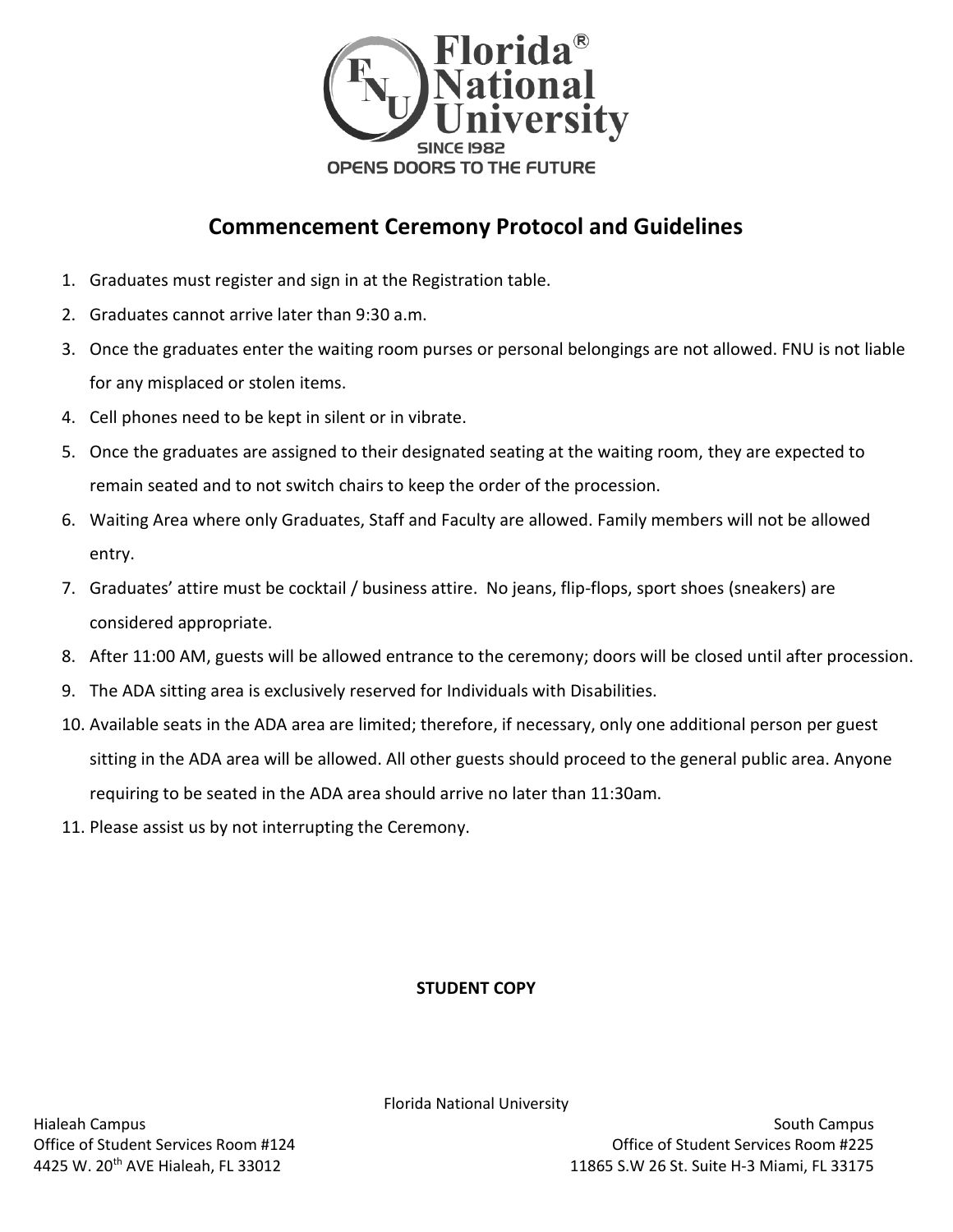Florida® National University
SINCE 1982
OPENS DOORS TO THE FUTURE

## Commencement Ceremony Protocol and Guidelines

1. Graduates must register and sign in at the Registration table.
2. Graduates cannot arrive later than 9:30 a.m.
3. Once the graduates enter the waiting room purses or personal belongings are not allowed. FNU is not liable for any misplaced or stolen items.
4. Cell phones need to be kept in silent or in vibrate.
5. Once the graduates are assigned to their designated seating at the waiting room, they are expected to remain seated and to not switch chairs to keep the order of the procession.
6. Waiting Area where only Graduates, Staff and Faculty are allowed. Family members will not be allowed entry.
7. Graduates' attire must be cocktail / business attire. No jeans, flip-flops, sport shoes (sneakers) are considered appropriate.
8. After 11:00 AM, guests will be allowed entrance to the ceremony; doors will be closed until after procession.
9. The ADA sitting area is exclusively reserved for Individuals with Disabilities.
10. Available seats in the ADA area are limited; therefore, if necessary, only one additional person per guest sitting in the ADA area will be allowed. All other guests should proceed to the general public area. Anyone requiring to be seated in the ADA area should arrive no later than 11:30am.
11. Please assist us by not interrupting the Ceremony.

**STUDENT COPY**

Florida National University

Hialeah Campus
Office of Student Services Room #124
4425 W. 20th AVE Hialeah, FL 33012

South Campus
Office of Student Services Room #225
11865 S.W 26 St. Suite H-3 Miami, FL 33175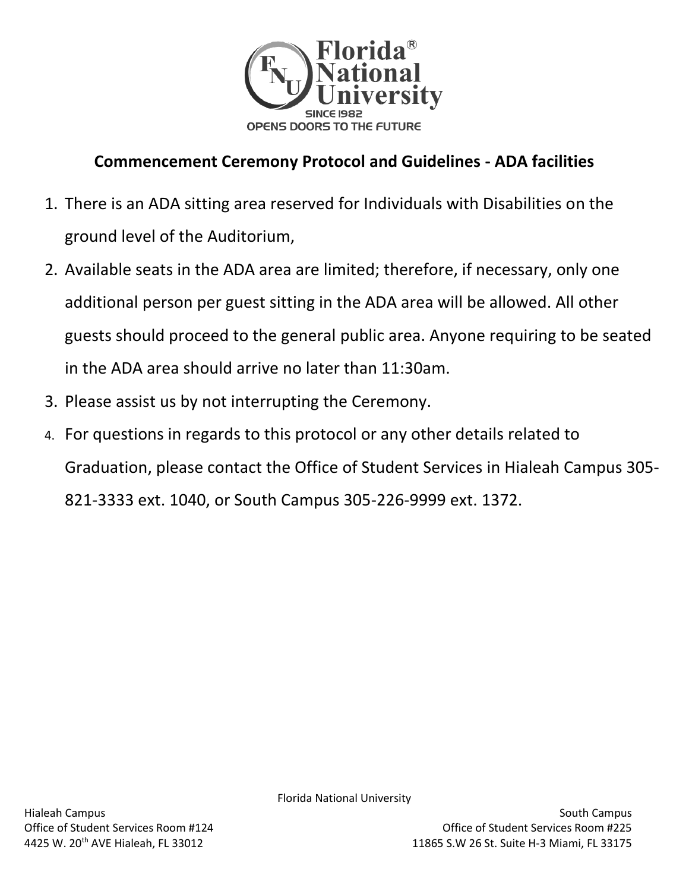Florida® National University
SINCE 1982
OPENS DOORS TO THE FUTURE

## Commencement Ceremony Protocol and Guidelines - ADA facilities

1. There is an ADA sitting area reserved for Individuals with Disabilities on the ground level of the Auditorium,
2. Available seats in the ADA area are limited; therefore, if necessary, only one additional person per guest sitting in the ADA area will be allowed. All other guests should proceed to the general public area. Anyone requiring to be seated in the ADA area should arrive no later than 11:30am.
3. Please assist us by not interrupting the Ceremony.
4. For questions in regards to this protocol or any other details related to Graduation, please contact the Office of Student Services in Hialeah Campus 305-821-3333 ext. 1040, or South Campus 305-226-9999 ext. 1372.

Florida National University

Hialeah Campus
Office of Student Services Room #124
4425 W. 20th AVE Hialeah, FL 33012

South Campus
Office of Student Services Room #225
11865 S.W 26 St. Suite H-3 Miami, FL 33175